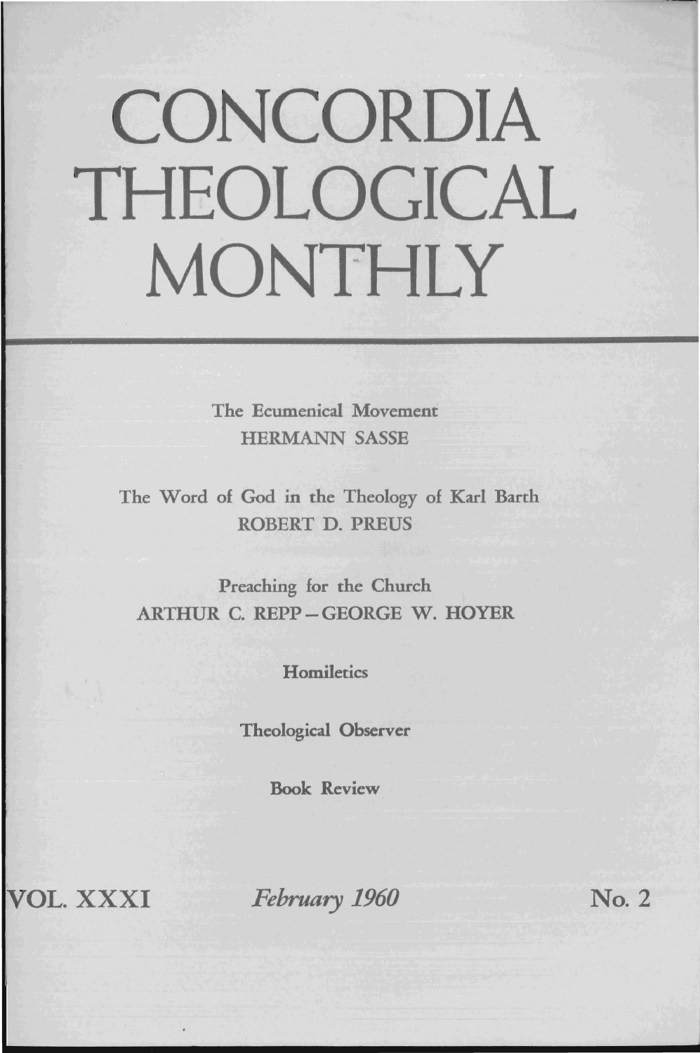# CONCORDIA THEOLOGICAL MONTHLY

The Ecumenical Movement
HERMANN SASSE

The Word of God in the Theology of Karl Barth
ROBERT D. PREUS

Preaching for the Church
ARTHUR C. REPP – GEORGE W. HOYER

Homiletics

Theological Observer

Book Review

VOL. XXXI *February 1960* No. 2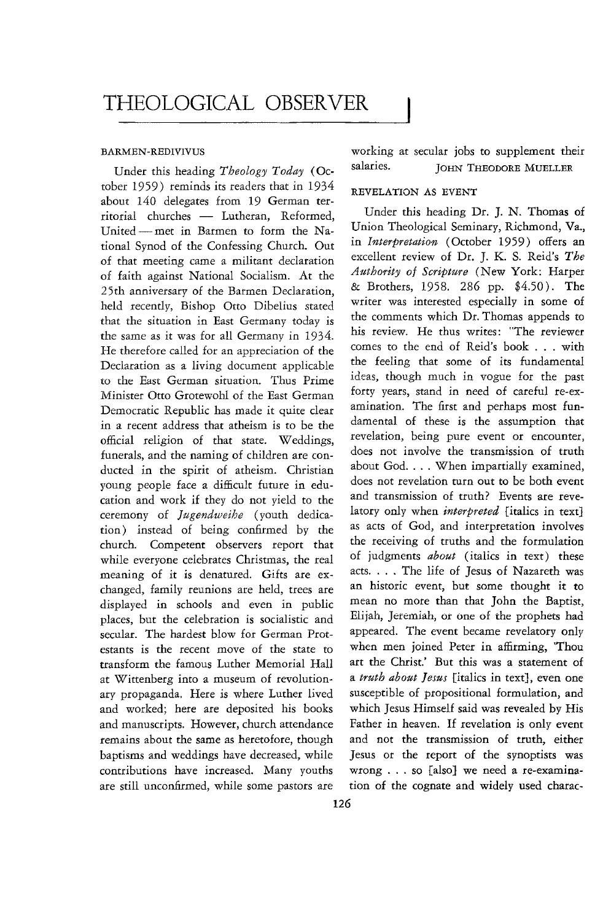# THEOLOGICAL OBSERVER

## BARMEN-REDIVIVUS

Under this heading *Theology Today* (October 1959) reminds its readers that in 1934 about 140 delegates from 19 German territorial churches — Lutheran, Reformed, United — met in Barmen to form the National Synod of the Confessing Church. Out of that meeting came a militant declaration of faith against National Socialism. At the 25th anniversary of the Barmen Declaration, held recently, Bishop Otto Dibelius stated that the situation in East Germany today is the same as it was for all Germany in 1934. He therefore called for an appreciation of the Declaration as a living document applicable to the East German situation. Thus Prime Minister Otto Grotewohl of the East German Democratic Republic has made it quite clear in a recent address that atheism is to be the official religion of that state. Weddings, funerals, and the naming of children are conducted in the spirit of atheism. Christian young people face a difficult future in education and work if they do not yield to the ceremony of *Jugendweihe* (youth dedication) instead of being confirmed by the church. Competent observers report that while everyone celebrates Christmas, the real meaning of it is denatured. Gifts are exchanged, family reunions are held, trees are displayed in schools and even in public places, but the celebration is socialistic and secular. The hardest blow for German Protestants is the recent move of the state to transform the famous Luther Memorial Hall at Wittenberg into a museum of revolutionary propaganda. Here is where Luther lived and worked; here are deposited his books and manuscripts. However, church attendance remains about the same as heretofore, though baptisms and weddings have decreased, while contributions have increased. Many youths are still unconfirmed, while some pastors are working at secular jobs to supplement their salaries.

JOHN THEODORE MUELLER

## REVELATION AS EVENT

Under this heading Dr. J. N. Thomas of Union Theological Seminary, Richmond, Va., in *Interpretation* (October 1959) offers an excellent review of Dr. J. K. S. Reid's *The Authority of Scripture* (New York: Harper & Brothers, 1958. 286 pp. $4.50). The writer was interested especially in some of the comments which Dr. Thomas appends to his review. He thus writes: "The reviewer comes to the end of Reid's book . . . with the feeling that some of its fundamental ideas, though much in vogue for the past forty years, stand in need of careful re-examination. The first and perhaps most fundamental of these is the assumption that revelation, being pure event or encounter, does not involve the transmission of truth about God. . . . When impartially examined, does not revelation turn out to be both event and transmission of truth? Events are revelatory only when *interpreted* [italics in text] as acts of God, and interpretation involves the receiving of truths and the formulation of judgments *about* (italics in text) these acts. . . . The life of Jesus of Nazareth was an historic event, but some thought it to mean no more than that John the Baptist, Elijah, Jeremiah, or one of the prophets had appeared. The event became revelatory only when men joined Peter in affirming, 'Thou art the Christ.' But this was a statement of a *truth about Jesus* [italics in text], even one susceptible of propositional formulation, and which Jesus Himself said was revealed by His Father in heaven. If revelation is only event and not the transmission of truth, either Jesus or the report of the synoptists was wrong . . . so [also] we need a re-examination of the cognate and widely used charac-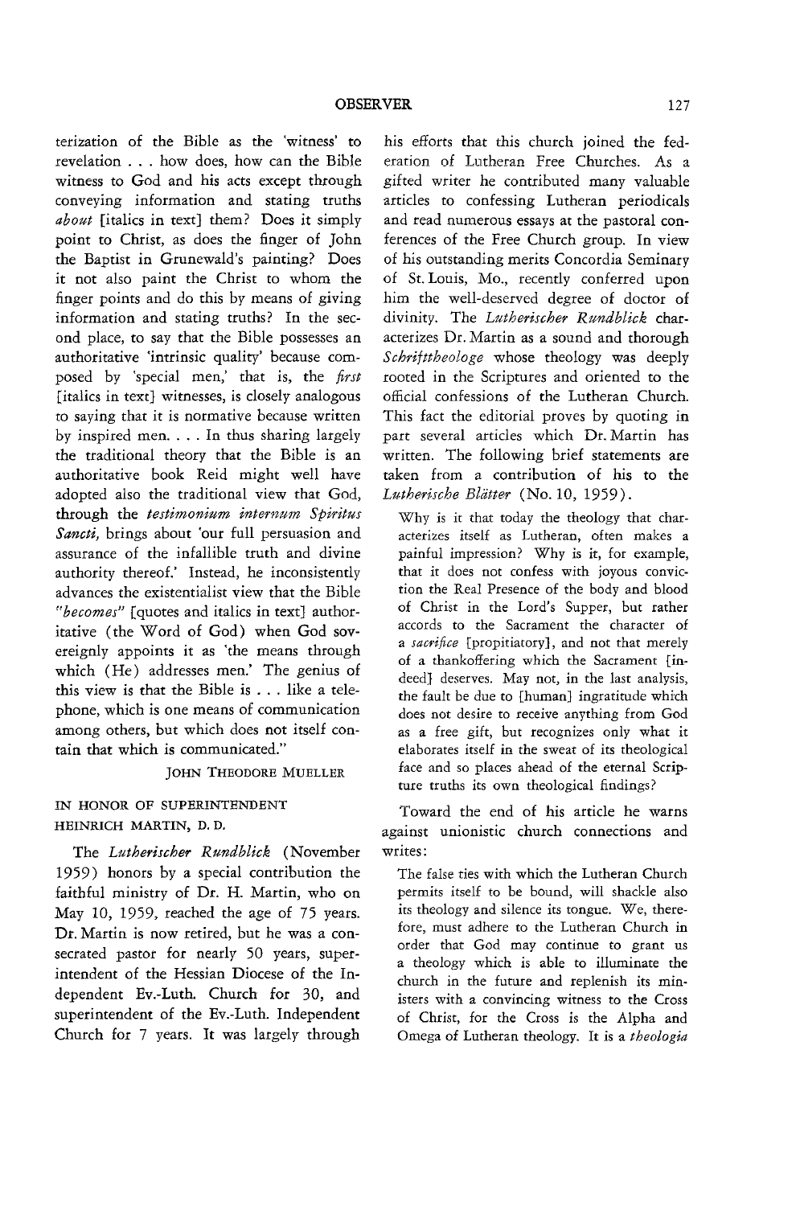terization of the Bible as the 'witness' to revelation . . . how does, how can the Bible witness to God and his acts except through conveying information and stating truths *about* [italics in text] them? Does it simply point to Christ, as does the finger of John the Baptist in Grunewald's painting? Does it not also paint the Christ to whom the finger points and do this by means of giving information and stating truths? In the second place, to say that the Bible possesses an authoritative 'intrinsic quality' because composed by 'special men,' that is, the *first* [italics in text] witnesses, is closely analogous to saying that it is normative because written by inspired men. . . . In thus sharing largely the traditional theory that the Bible is an authoritative book Reid might well have adopted also the traditional view that God, through the *testimonium internum Spiritus Sancti*, brings about 'our full persuasion and assurance of the infallible truth and divine authority thereof.' Instead, he inconsistently advances the existentialist view that the Bible *"becomes"* [quotes and italics in text] authoritative (the Word of God) when God sovereignly appoints it as 'the means through which (He) addresses men.' The genius of this view is that the Bible is . . . like a telephone, which is one means of communication among others, but which does not itself contain that which is communicated."

JOHN THEODORE MUELLER

## IN HONOR OF SUPERINTENDENT HEINRICH MARTIN, D. D.

The *Lutherischer Rundblick* (November 1959) honors by a special contribution the faithful ministry of Dr. H. Martin, who on May 10, 1959, reached the age of 75 years. Dr. Martin is now retired, but he was a consecrated pastor for nearly 50 years, superintendent of the Hessian Diocese of the Independent Ev.-Luth. Church for 30, and superintendent of the Ev.-Luth. Independent Church for 7 years. It was largely through his efforts that this church joined the federation of Lutheran Free Churches. As a gifted writer he contributed many valuable articles to confessing Lutheran periodicals and read numerous essays at the pastoral conferences of the Free Church group. In view of his outstanding merits Concordia Seminary of St. Louis, Mo., recently conferred upon him the well-deserved degree of doctor of divinity. The *Lutherischer Rundblick* characterizes Dr. Martin as a sound and thorough *Schrifttheologe* whose theology was deeply rooted in the Scriptures and oriented to the official confessions of the Lutheran Church. This fact the editorial proves by quoting in part several articles which Dr. Martin has written. The following brief statements are taken from a contribution of his to the *Lutherische Blätter* (No. 10, 1959).

> Why is it that today the theology that characterizes itself as Lutheran, often makes a painful impression? Why is it, for example, that it does not confess with joyous conviction the Real Presence of the body and blood of Christ in the Lord's Supper, but rather accords to the Sacrament the character of a *sacrifice* [propitiatory], and not that merely of a thankoffering which the Sacrament [indeed] deserves. May not, in the last analysis, the fault be due to [human] ingratitude which does not desire to receive anything from God as a free gift, but recognizes only what it elaborates itself in the sweat of its theological face and so places ahead of the eternal Scripture truths its own theological findings?

Toward the end of his article he warns against unionistic church connections and writes:

> The false ties with which the Lutheran Church permits itself to be bound, will shackle also its theology and silence its tongue. We, therefore, must adhere to the Lutheran Church in order that God may continue to grant us a theology which is able to illuminate the church in the future and replenish its ministers with a convincing witness to the Cross of Christ, for the Cross is the Alpha and Omega of Lutheran theology. It is a *theologia*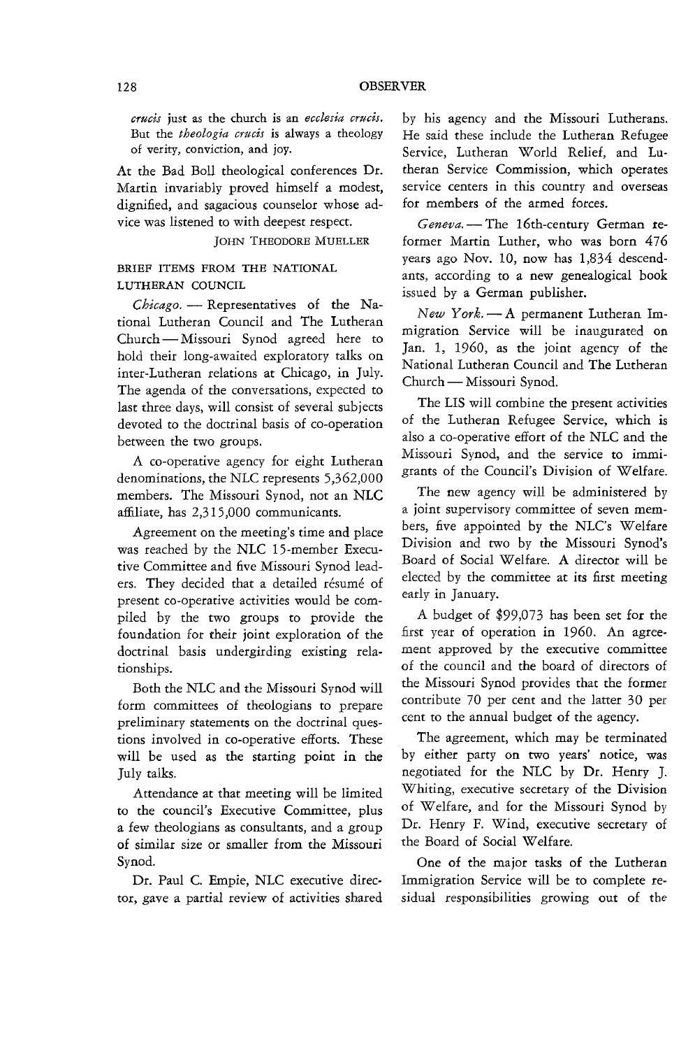*crucis* just as the church is an *ecclesia crucis*. But the *theologia crucis* is always a theology of verity, conviction, and joy.

At the Bad Boll theological conferences Dr. Martin invariably proved himself a modest, dignified, and sagacious counselor whose advice was listened to with deepest respect.

JOHN THEODORE MUELLER

## BRIEF ITEMS FROM THE NATIONAL LUTHERAN COUNCIL

*Chicago.* — Representatives of the National Lutheran Council and The Lutheran Church — Missouri Synod agreed here to hold their long-awaited exploratory talks on inter-Lutheran relations at Chicago, in July. The agenda of the conversations, expected to last three days, will consist of several subjects devoted to the doctrinal basis of co-operation between the two groups.

A co-operative agency for eight Lutheran denominations, the NLC represents 5,362,000 members. The Missouri Synod, not an NLC affiliate, has 2,315,000 communicants.

Agreement on the meeting's time and place was reached by the NLC 15-member Executive Committee and five Missouri Synod leaders. They decided that a detailed résumé of present co-operative activities would be compiled by the two groups to provide the foundation for their joint exploration of the doctrinal basis undergirding existing relationships.

Both the NLC and the Missouri Synod will form committees of theologians to prepare preliminary statements on the doctrinal questions involved in co-operative efforts. These will be used as the starting point in the July talks.

Attendance at that meeting will be limited to the council's Executive Committee, plus a few theologians as consultants, and a group of similar size or smaller from the Missouri Synod.

Dr. Paul C. Empie, NLC executive director, gave a partial review of activities shared by his agency and the Missouri Lutherans. He said these include the Lutheran Refugee Service, Lutheran World Relief, and Lutheran Service Commission, which operates service centers in this country and overseas for members of the armed forces.

*Geneva.* — The 16th-century German reformer Martin Luther, who was born 476 years ago Nov. 10, now has 1,834 descendants, according to a new genealogical book issued by a German publisher.

*New York.* — A permanent Lutheran Immigration Service will be inaugurated on Jan. 1, 1960, as the joint agency of the National Lutheran Council and The Lutheran Church — Missouri Synod.

The LIS will combine the present activities of the Lutheran Refugee Service, which is also a co-operative effort of the NLC and the Missouri Synod, and the service to immigrants of the Council's Division of Welfare.

The new agency will be administered by a joint supervisory committee of seven members, five appointed by the NLC's Welfare Division and two by the Missouri Synod's Board of Social Welfare. A director will be elected by the committee at its first meeting early in January.

A budget of $99,073 has been set for the first year of operation in 1960. An agreement approved by the executive committee of the council and the board of directors of the Missouri Synod provides that the former contribute 70 per cent and the latter 30 per cent to the annual budget of the agency.

The agreement, which may be terminated by either party on two years' notice, was negotiated for the NLC by Dr. Henry J. Whiting, executive secretary of the Division of Welfare, and for the Missouri Synod by Dr. Henry F. Wind, executive secretary of the Board of Social Welfare.

One of the major tasks of the Lutheran Immigration Service will be to complete residual responsibilities growing out of the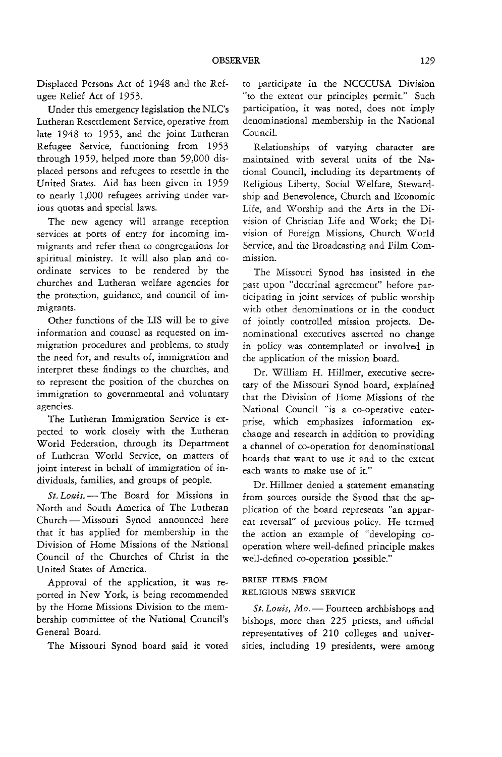Displaced Persons Act of 1948 and the Refugee Relief Act of 1953.

Under this emergency legislation the NLC's Lutheran Resettlement Service, operative from late 1948 to 1953, and the joint Lutheran Refugee Service, functioning from 1953 through 1959, helped more than 59,000 displaced persons and refugees to resettle in the United States. Aid has been given in 1959 to nearly 1,000 refugees arriving under various quotas and special laws.

The new agency will arrange reception services at ports of entry for incoming immigrants and refer them to congregations for spiritual ministry. It will also plan and coordinate services to be rendered by the churches and Lutheran welfare agencies for the protection, guidance, and council of immigrants.

Other functions of the LIS will be to give information and counsel as requested on immigration procedures and problems, to study the need for, and results of, immigration and interpret these findings to the churches, and to represent the position of the churches on immigration to governmental and voluntary agencies.

The Lutheran Immigration Service is expected to work closely with the Lutheran World Federation, through its Department of Lutheran World Service, on matters of joint interest in behalf of immigration of individuals, families, and groups of people.

*St. Louis.* — The Board for Missions in North and South America of The Lutheran Church — Missouri Synod announced here that it has applied for membership in the Division of Home Missions of the National Council of the Churches of Christ in the United States of America.

Approval of the application, it was reported in New York, is being recommended by the Home Missions Division to the membership committee of the National Council's General Board.

The Missouri Synod board said it voted to participate in the NCCCUSA Division "to the extent our principles permit." Such participation, it was noted, does not imply denominational membership in the National Council.

Relationships of varying character are maintained with several units of the National Council, including its departments of Religious Liberty, Social Welfare, Stewardship and Benevolence, Church and Economic Life, and Worship and the Arts in the Division of Christian Life and Work; the Division of Foreign Missions, Church World Service, and the Broadcasting and Film Commission.

The Missouri Synod has insisted in the past upon "doctrinal agreement" before participating in joint services of public worship with other denominations or in the conduct of jointly controlled mission projects. Denominational executives asserted no change in policy was contemplated or involved in the application of the mission board.

Dr. William H. Hillmer, executive secretary of the Missouri Synod board, explained that the Division of Home Missions of the National Council "is a co-operative enterprise, which emphasizes information exchange and research in addition to providing a channel of co-operation for denominational boards that want to use it and to the extent each wants to make use of it."

Dr. Hillmer denied a statement emanating from sources outside the Synod that the application of the board represents "an apparent reversal" of previous policy. He termed the action an example of "developing co-operation where well-defined principle makes well-defined co-operation possible."

## BRIEF ITEMS FROM RELIGIOUS NEWS SERVICE

*St. Louis, Mo.* — Fourteen archbishops and bishops, more than 225 priests, and official representatives of 210 colleges and universities, including 19 presidents, were among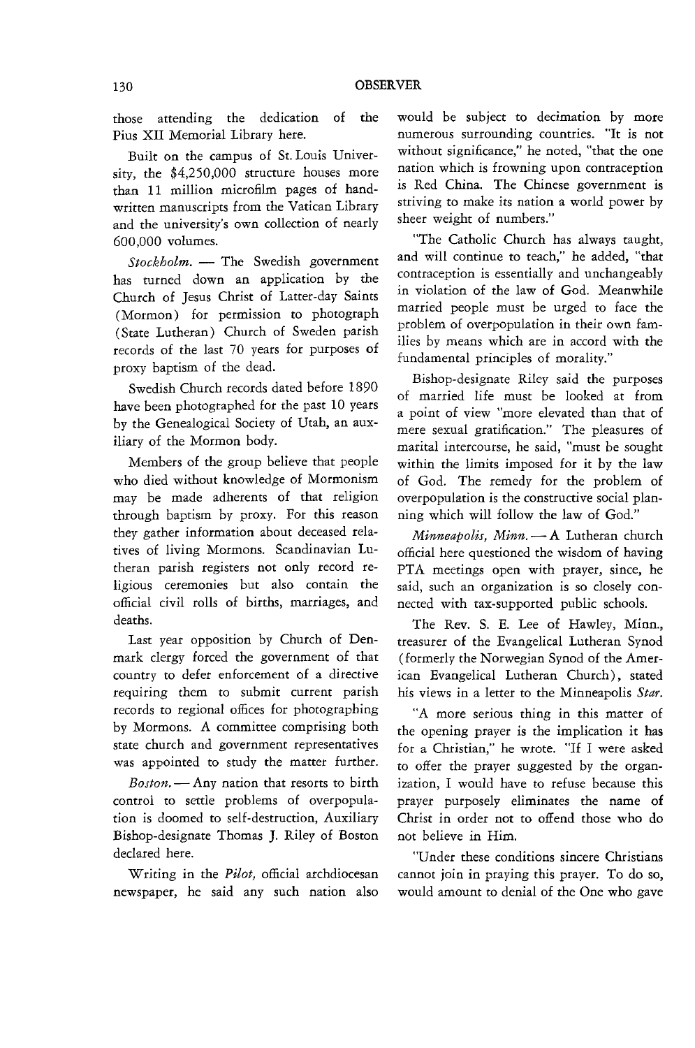those attending the dedication of the Pius XII Memorial Library here.

Built on the campus of St. Louis University, the $4,250,000 structure houses more than 11 million microfilm pages of handwritten manuscripts from the Vatican Library and the university's own collection of nearly 600,000 volumes.

*Stockholm.* — The Swedish government has turned down an application by the Church of Jesus Christ of Latter-day Saints (Mormon) for permission to photograph (State Lutheran) Church of Sweden parish records of the last 70 years for purposes of proxy baptism of the dead.

Swedish Church records dated before 1890 have been photographed for the past 10 years by the Genealogical Society of Utah, an auxiliary of the Mormon body.

Members of the group believe that people who died without knowledge of Mormonism may be made adherents of that religion through baptism by proxy. For this reason they gather information about deceased relatives of living Mormons. Scandinavian Lutheran parish registers not only record religious ceremonies but also contain the official civil rolls of births, marriages, and deaths.

Last year opposition by Church of Denmark clergy forced the government of that country to defer enforcement of a directive requiring them to submit current parish records to regional offices for photographing by Mormons. A committee comprising both state church and government representatives was appointed to study the matter further.

*Boston.* — Any nation that resorts to birth control to settle problems of overpopulation is doomed to self-destruction, Auxiliary Bishop-designate Thomas J. Riley of Boston declared here.

Writing in the *Pilot,* official archdiocesan newspaper, he said any such nation also would be subject to decimation by more numerous surrounding countries. "It is not without significance," he noted, "that the one nation which is frowning upon contraception is Red China. The Chinese government is striving to make its nation a world power by sheer weight of numbers."

"The Catholic Church has always taught, and will continue to teach," he added, "that contraception is essentially and unchangeably in violation of the law of God. Meanwhile married people must be urged to face the problem of overpopulation in their own families by means which are in accord with the fundamental principles of morality."

Bishop-designate Riley said the purposes of married life must be looked at from a point of view "more elevated than that of mere sexual gratification." The pleasures of marital intercourse, he said, "must be sought within the limits imposed for it by the law of God. The remedy for the problem of overpopulation is the constructive social planning which will follow the law of God."

*Minneapolis, Minn.* — A Lutheran church official here questioned the wisdom of having PTA meetings open with prayer, since, he said, such an organization is so closely connected with tax-supported public schools.

The Rev. S. E. Lee of Hawley, Minn., treasurer of the Evangelical Lutheran Synod (formerly the Norwegian Synod of the American Evangelical Lutheran Church), stated his views in a letter to the Minneapolis *Star.*

"A more serious thing in this matter of the opening prayer is the implication it has for a Christian," he wrote. "If I were asked to offer the prayer suggested by the organization, I would have to refuse because this prayer purposely eliminates the name of Christ in order not to offend those who do not believe in Him.

"Under these conditions sincere Christians cannot join in praying this prayer. To do so, would amount to denial of the One who gave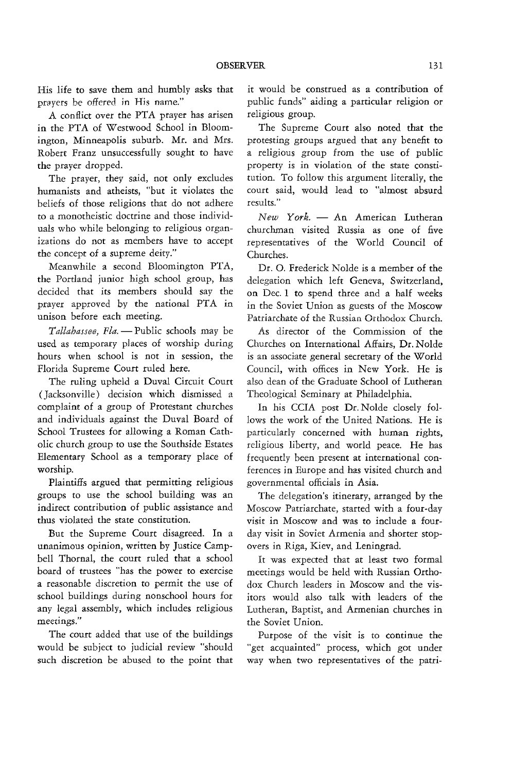His life to save them and humbly asks that prayers be offered in His name."

A conflict over the PTA prayer has arisen in the PTA of Westwood School in Bloomington, Minneapolis suburb. Mr. and Mrs. Robert Franz unsuccessfully sought to have the prayer dropped.

The prayer, they said, not only excludes humanists and atheists, "but it violates the beliefs of those religions that do not adhere to a monotheistic doctrine and those individuals who while belonging to religious organizations do not as members have to accept the concept of a supreme deity."

Meanwhile a second Bloomington PTA, the Portland junior high school group, has decided that its members should say the prayer approved by the national PTA in unison before each meeting.

*Tallahassee, Fla.* — Public schools may be used as temporary places of worship during hours when school is not in session, the Florida Supreme Court ruled here.

The ruling upheld a Duval Circuit Court (Jacksonville) decision which dismissed a complaint of a group of Protestant churches and individuals against the Duval Board of School Trustees for allowing a Roman Catholic church group to use the Southside Estates Elementary School as a temporary place of worship.

Plaintiffs argued that permitting religious groups to use the school building was an indirect contribution of public assistance and thus violated the state constitution.

But the Supreme Court disagreed. In a unanimous opinion, written by Justice Campbell Thornal, the court ruled that a school board of trustees "has the power to exercise a reasonable discretion to permit the use of school buildings during nonschool hours for any legal assembly, which includes religious meetings."

The court added that use of the buildings would be subject to judicial review "should such discretion be abused to the point that it would be construed as a contribution of public funds" aiding a particular religion or religious group.

The Supreme Court also noted that the protesting groups argued that any benefit to a religious group from the use of public property is in violation of the state constitution. To follow this argument literally, the court said, would lead to "almost absurd results."

*New York.* — An American Lutheran churchman visited Russia as one of five representatives of the World Council of Churches.

Dr. O. Frederick Nolde is a member of the delegation which left Geneva, Switzerland, on Dec. 1 to spend three and a half weeks in the Soviet Union as guests of the Moscow Patriarchate of the Russian Orthodox Church.

As director of the Commission of the Churches on International Affairs, Dr. Nolde is an associate general secretary of the World Council, with offices in New York. He is also dean of the Graduate School of Lutheran Theological Seminary at Philadelphia.

In his CCIA post Dr. Nolde closely follows the work of the United Nations. He is particularly concerned with human rights, religious liberty, and world peace. He has frequently been present at international conferences in Europe and has visited church and governmental officials in Asia.

The delegation's itinerary, arranged by the Moscow Patriarchate, started with a four-day visit in Moscow and was to include a four-day visit in Soviet Armenia and shorter stopovers in Riga, Kiev, and Leningrad.

It was expected that at least two formal meetings would be held with Russian Orthodox Church leaders in Moscow and the visitors would also talk with leaders of the Lutheran, Baptist, and Armenian churches in the Soviet Union.

Purpose of the visit is to continue the "get acquainted" process, which got under way when two representatives of the patri-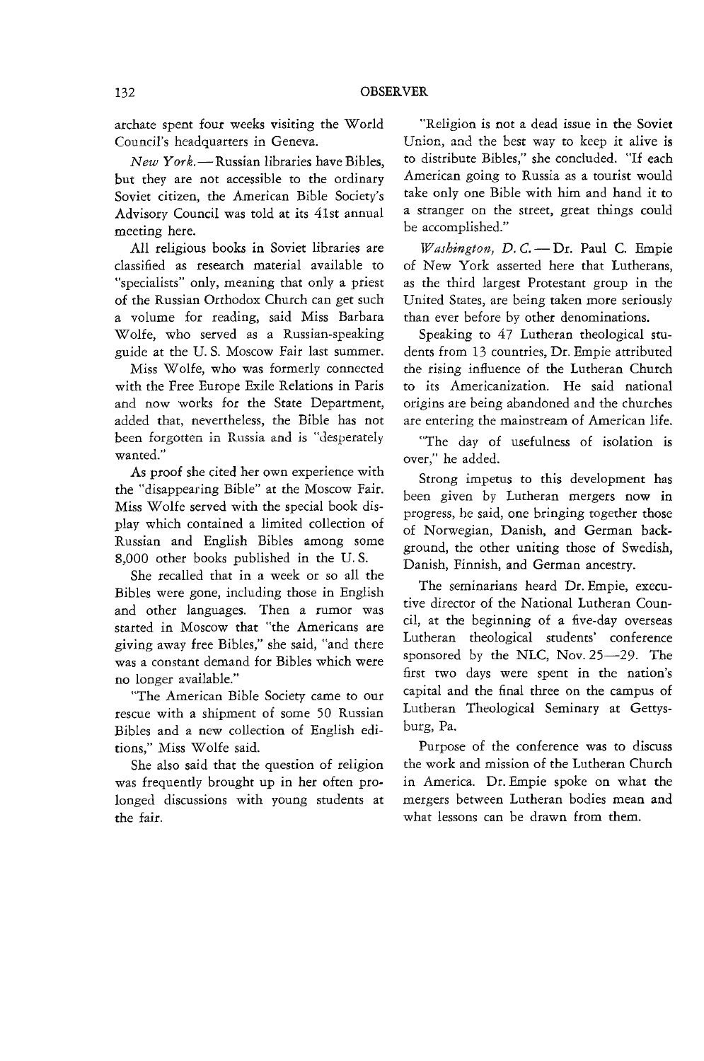archate spent four weeks visiting the World Council's headquarters in Geneva.

*New York.* — Russian libraries have Bibles, but they are not accessible to the ordinary Soviet citizen, the American Bible Society's Advisory Council was told at its 41st annual meeting here.

All religious books in Soviet libraries are classified as research material available to "specialists" only, meaning that only a priest of the Russian Orthodox Church can get such a volume for reading, said Miss Barbara Wolfe, who served as a Russian-speaking guide at the U. S. Moscow Fair last summer.

Miss Wolfe, who was formerly connected with the Free Europe Exile Relations in Paris and now works for the State Department, added that, nevertheless, the Bible has not been forgotten in Russia and is "desperately wanted."

As proof she cited her own experience with the "disappearing Bible" at the Moscow Fair. Miss Wolfe served with the special book display which contained a limited collection of Russian and English Bibles among some 8,000 other books published in the U. S.

She recalled that in a week or so all the Bibles were gone, including those in English and other languages. Then a rumor was started in Moscow that "the Americans are giving away free Bibles," she said, "and there was a constant demand for Bibles which were no longer available."

"The American Bible Society came to our rescue with a shipment of some 50 Russian Bibles and a new collection of English editions," Miss Wolfe said.

She also said that the question of religion was frequently brought up in her often prolonged discussions with young students at the fair.

"Religion is not a dead issue in the Soviet Union, and the best way to keep it alive is to distribute Bibles," she concluded. "If each American going to Russia as a tourist would take only one Bible with him and hand it to a stranger on the street, great things could be accomplished."

*Washington, D. C.* — Dr. Paul C. Empie of New York asserted here that Lutherans, as the third largest Protestant group in the United States, are being taken more seriously than ever before by other denominations.

Speaking to 47 Lutheran theological students from 13 countries, Dr. Empie attributed the rising influence of the Lutheran Church to its Americanization. He said national origins are being abandoned and the churches are entering the mainstream of American life.

"The day of usefulness of isolation is over," he added.

Strong impetus to this development has been given by Lutheran mergers now in progress, he said, one bringing together those of Norwegian, Danish, and German background, the other uniting those of Swedish, Danish, Finnish, and German ancestry.

The seminarians heard Dr. Empie, executive director of the National Lutheran Council, at the beginning of a five-day overseas Lutheran theological students' conference sponsored by the NLC, Nov. 25—29. The first two days were spent in the nation's capital and the final three on the campus of Lutheran Theological Seminary at Gettysburg, Pa.

Purpose of the conference was to discuss the work and mission of the Lutheran Church in America. Dr. Empie spoke on what the mergers between Lutheran bodies mean and what lessons can be drawn from them.